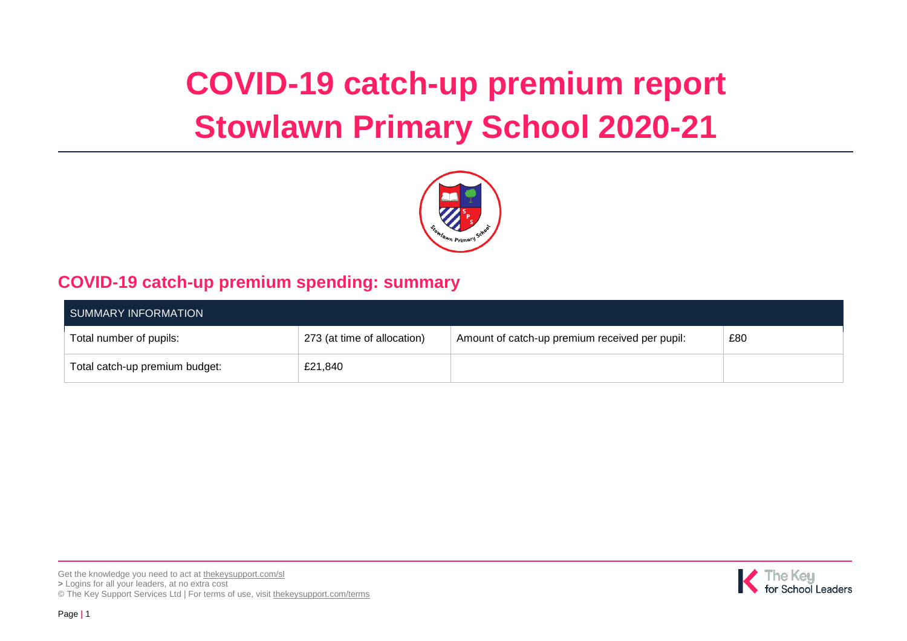# COVID-19 catch-up premium report Stowlawn Primary School 2020-21

## COVID-19 catch-up premium spending: summary

| SUMMARY INFORMATION | | | |
|---|---|---|---|
| Total number of pupils: | 273 (at time of allocation) | Amount of catch-up premium received per pupil: | £80 |
| Total catch-up premium budget: | £21,840 | | |

Get the knowledge you need to act at thekeysupport.com/sl
> Logins for all your leaders, at no extra cost
© The Key Support Services Ltd | For terms of use, visit thekeysupport.com/terms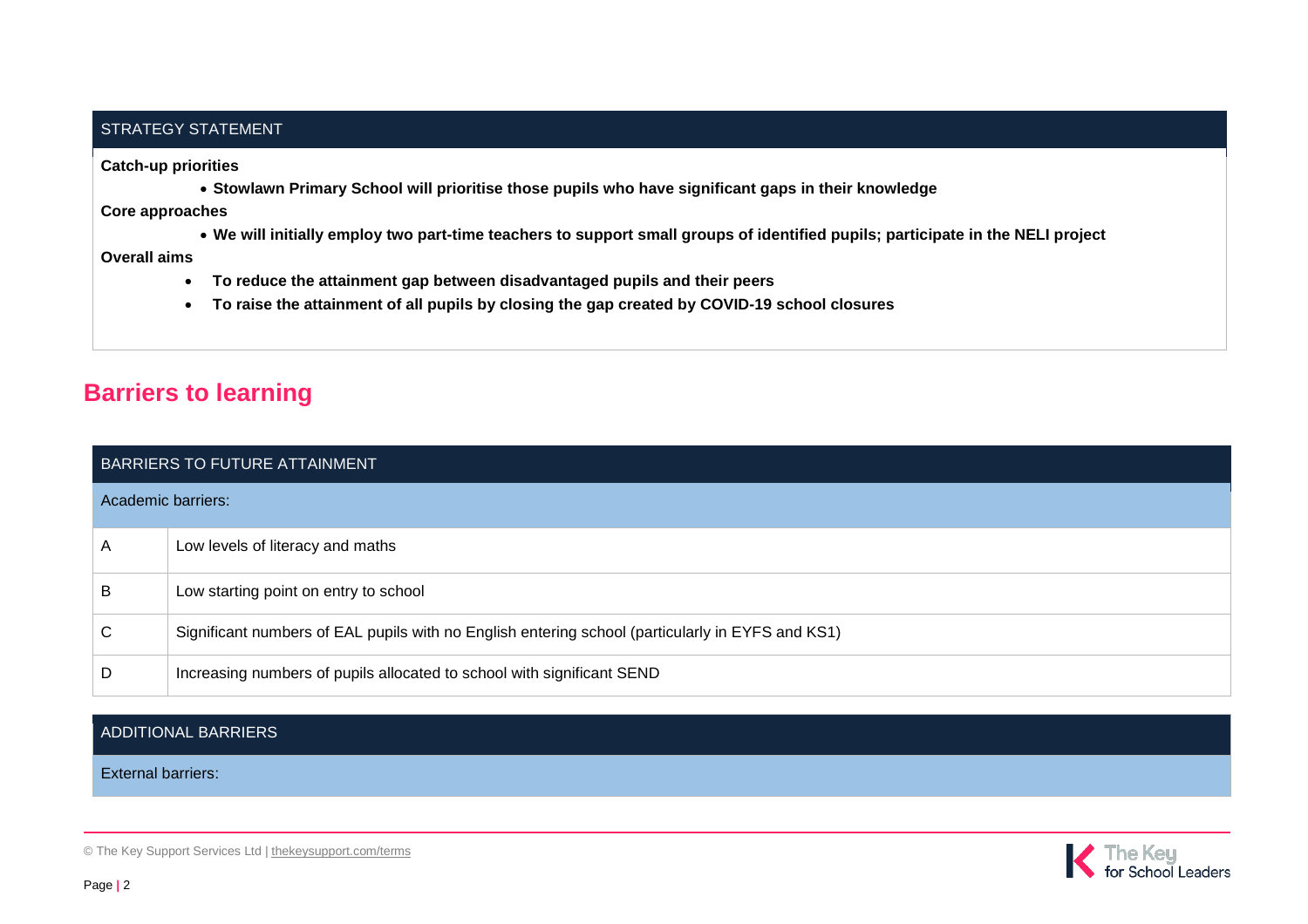| STRATEGY STATEMENT |
| --- |
| **Catch-up priorities** |
| • **Stowlawn Primary School will prioritise those pupils who have significant gaps in their knowledge** |
| **Core approaches** |
| • **We will initially employ two part-time teachers to support small groups of identified pupils; participate in the NELI project** |
| **Overall aims** |
| • **To reduce the attainment gap between disadvantaged pupils and their peers** |
| • **To raise the attainment of all pupils by closing the gap created by COVID-19 school closures** |

## Barriers to learning

| BARRIERS TO FUTURE ATTAINMENT | |
| --- | --- |
| Academic barriers: | |
| A | Low levels of literacy and maths |
| B | Low starting point on entry to school |
| C | Significant numbers of EAL pupils with no English entering school (particularly in EYFS and KS1) |
| D | Increasing numbers of pupils allocated to school with significant SEND |

| ADDITIONAL BARRIERS |
| --- |
| External barriers: |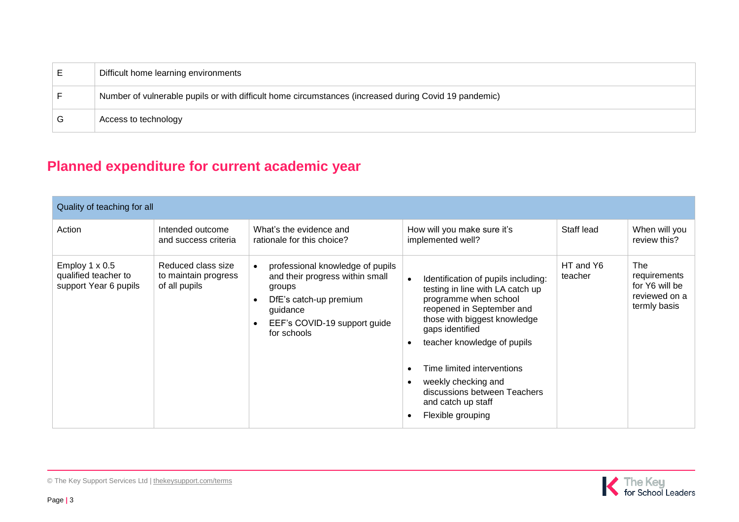| | |
|---|---|
| E | Difficult home learning environments |
| F | Number of vulnerable pupils or with difficult home circumstances (increased during Covid 19 pandemic) |
| G | Access to technology |

## Planned expenditure for current academic year

| Quality of teaching for all | | | | | |
|---|---|---|---|---|---|
| Action | Intended outcome and success criteria | What's the evidence and rationale for this choice? | How will you make sure it's implemented well? | Staff lead | When will you review this? |
| Employ 1 x 0.5 qualified teacher to support Year 6 pupils | Reduced class size to maintain progress of all pupils | • professional knowledge of pupils and their progress within small groups<br>• DfE's catch-up premium guidance<br>• EEF's COVID-19 support guide for schools | • Identification of pupils including: testing in line with LA catch up programme when school reopened in September and those with biggest knowledge gaps identified<br>• teacher knowledge of pupils<br>• Time limited interventions<br>• weekly checking and discussions between Teachers and catch up staff<br>• Flexible grouping | HT and Y6 teacher | The requirements for Y6 will be reviewed on a termly basis |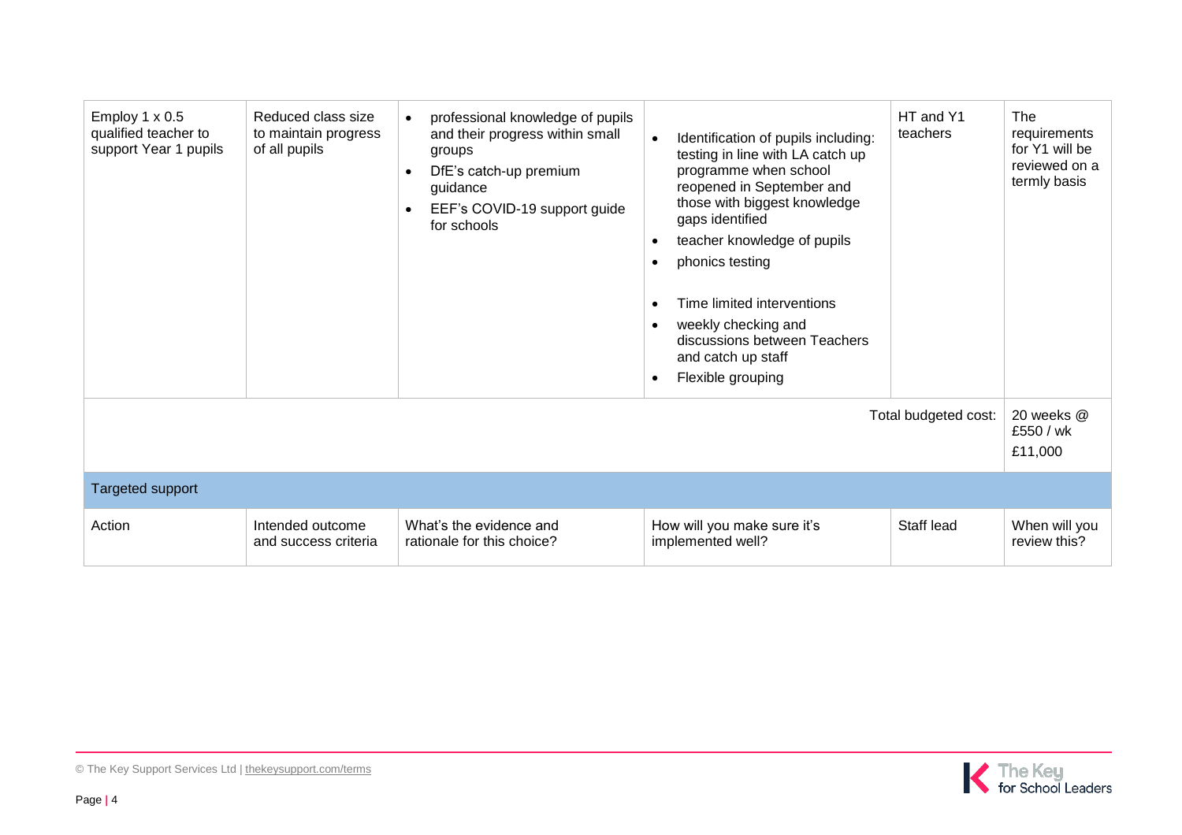| | | | | | |
|---|---|---|---|---|---|
| Employ 1 x 0.5 qualified teacher to support Year 1 pupils | Reduced class size to maintain progress of all pupils | • professional knowledge of pupils and their progress within small groups<br>• DfE's catch-up premium guidance<br>• EEF's COVID-19 support guide for schools | • Identification of pupils including: testing in line with LA catch up programme when school reopened in September and those with biggest knowledge gaps identified<br>• teacher knowledge of pupils<br>• phonics testing<br>• Time limited interventions<br>• weekly checking and discussions between Teachers and catch up staff<br>• Flexible grouping | HT and Y1 teachers | The requirements for Y1 will be reviewed on a termly basis |
| | | | | Total budgeted cost: | 20 weeks @ £550 / wk<br>£11,000 |
| **Targeted support** | | | | | |
| Action | Intended outcome and success criteria | What's the evidence and rationale for this choice? | How will you make sure it's implemented well? | Staff lead | When will you review this? |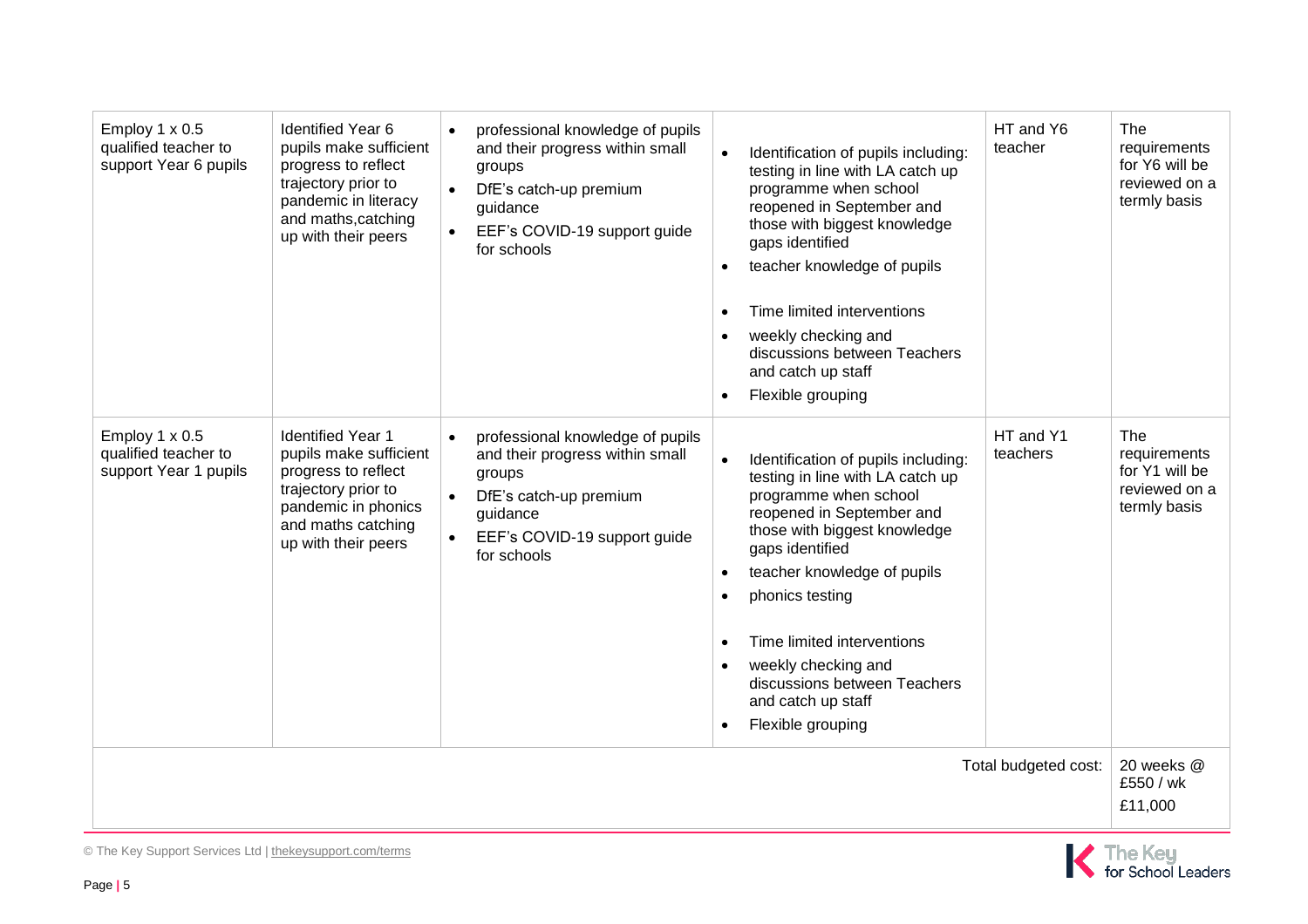| | | | | | |
|---|---|---|---|---|---|
| Employ 1 x 0.5 qualified teacher to support Year 6 pupils | Identified Year 6 pupils make sufficient progress to reflect trajectory prior to pandemic in literacy and maths,catching up with their peers | • professional knowledge of pupils and their progress within small groups<br>• DfE's catch-up premium guidance<br>• EEF's COVID-19 support guide for schools | • Identification of pupils including: testing in line with LA catch up programme when school reopened in September and those with biggest knowledge gaps identified<br>• teacher knowledge of pupils<br>• Time limited interventions<br>• weekly checking and discussions between Teachers and catch up staff<br>• Flexible grouping | HT and Y6 teacher | The requirements for Y6 will be reviewed on a termly basis |
| Employ 1 x 0.5 qualified teacher to support Year 1 pupils | Identified Year 1 pupils make sufficient progress to reflect trajectory prior to pandemic in phonics and maths catching up with their peers | • professional knowledge of pupils and their progress within small groups<br>• DfE's catch-up premium guidance<br>• EEF's COVID-19 support guide for schools | • Identification of pupils including: testing in line with LA catch up programme when school reopened in September and those with biggest knowledge gaps identified<br>• teacher knowledge of pupils<br>• phonics testing<br>• Time limited interventions<br>• weekly checking and discussions between Teachers and catch up staff<br>• Flexible grouping | HT and Y1 teachers | The requirements for Y1 will be reviewed on a termly basis |
| | | | | Total budgeted cost: | 20 weeks @ £550 / wk<br>£11,000 |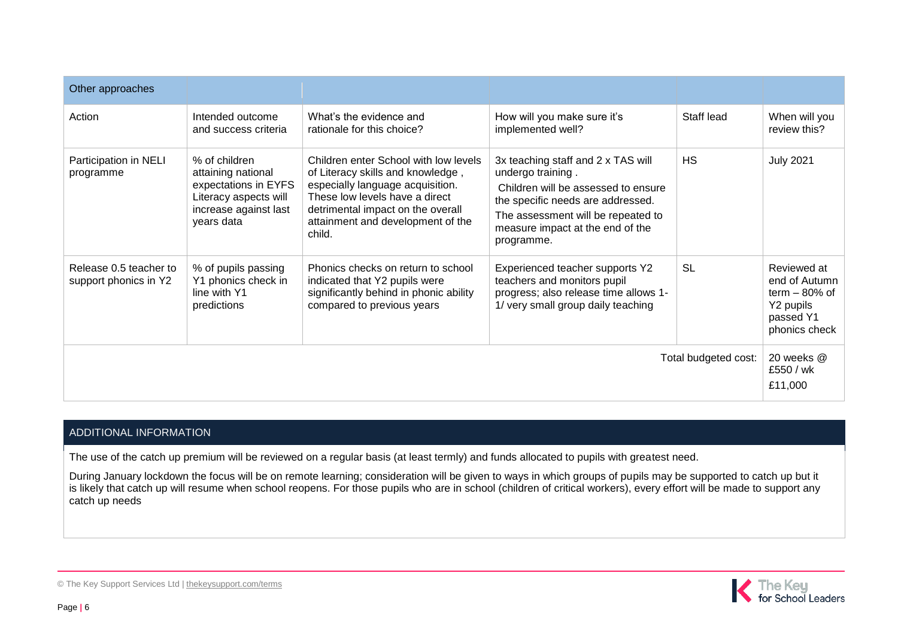| Other approaches | | | | | |
|---|---|---|---|---|---|
| Action | Intended outcome and success criteria | What's the evidence and rationale for this choice? | How will you make sure it's implemented well? | Staff lead | When will you review this? |
| Participation in NELI programme | % of children attaining national expectations in EYFS Literacy aspects will increase against last years data | Children enter School with low levels of Literacy skills and knowledge , especially language acquisition. These low levels have a direct detrimental impact on the overall attainment and development of the child. | 3x teaching staff and 2 x TAS will undergo training . Children will be assessed to ensure the specific needs are addressed. The assessment will be repeated to measure impact at the end of the programme. | HS | July 2021 |
| Release 0.5 teacher to support phonics in Y2 | % of pupils passing Y1 phonics check in line with Y1 predictions | Phonics checks on return to school indicated that Y2 pupils were significantly behind in phonic ability compared to previous years | Experienced teacher supports Y2 teachers and monitors pupil progress; also release time allows 1-1/ very small group daily teaching | SL | Reviewed at end of Autumn term – 80% of Y2 pupils passed Y1 phonics check |
| | | | | Total budgeted cost: | 20 weeks @ £550 / wk £11,000 |

## ADDITIONAL INFORMATION

The use of the catch up premium will be reviewed on a regular basis (at least termly) and funds allocated to pupils with greatest need.

During January lockdown the focus will be on remote learning; consideration will be given to ways in which groups of pupils may be supported to catch up but it is likely that catch up will resume when school reopens. For those pupils who are in school (children of critical workers), every effort will be made to support any catch up needs

© The Key Support Services Ltd | thekeysupport.com/terms